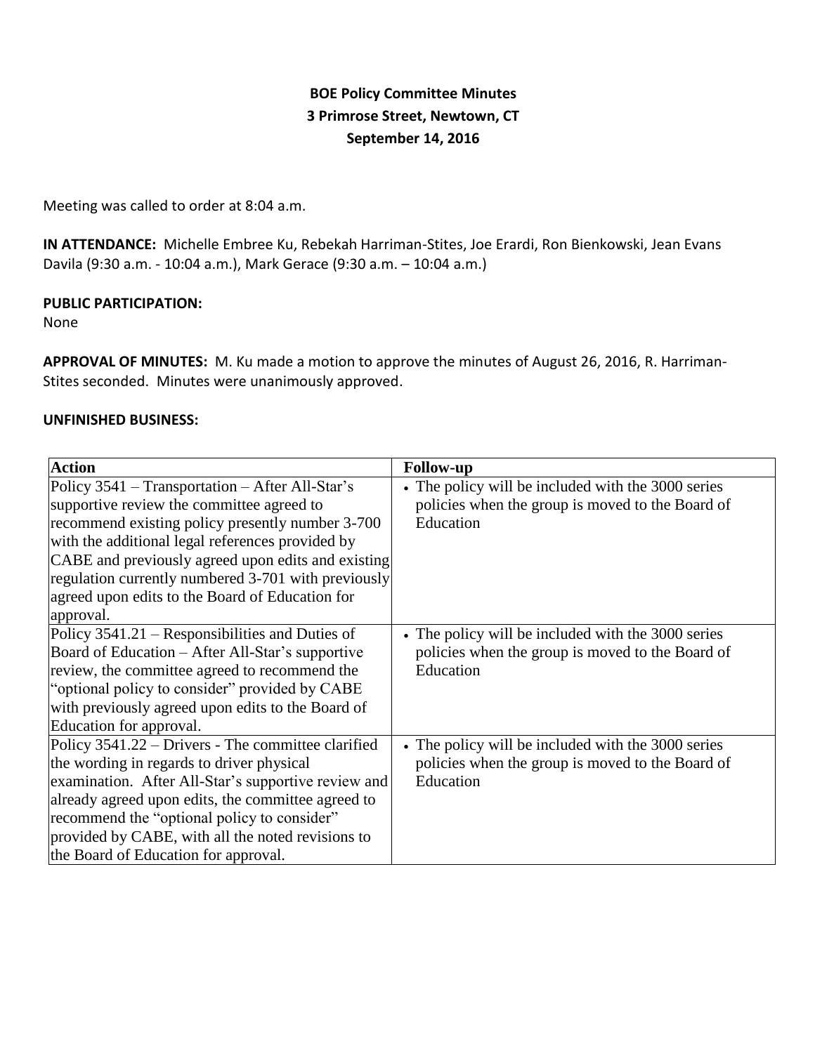**BOE Policy Committee Minutes**
**3 Primrose Street, Newtown, CT**
**September 14, 2016**

Meeting was called to order at 8:04 a.m.

**IN ATTENDANCE:** Michelle Embree Ku, Rebekah Harriman-Stites, Joe Erardi, Ron Bienkowski, Jean Evans Davila (9:30 a.m. - 10:04 a.m.), Mark Gerace (9:30 a.m. – 10:04 a.m.)

**PUBLIC PARTICIPATION:**
None

**APPROVAL OF MINUTES:** M. Ku made a motion to approve the minutes of August 26, 2016, R. Harriman-Stites seconded. Minutes were unanimously approved.

**UNFINISHED BUSINESS:**

| Action | Follow-up |
| --- | --- |
| Policy 3541 – Transportation – After All-Star's supportive review the committee agreed to recommend existing policy presently number 3-700 with the additional legal references provided by CABE and previously agreed upon edits and existing regulation currently numbered 3-701 with previously agreed upon edits to the Board of Education for approval. | • The policy will be included with the 3000 series policies when the group is moved to the Board of Education |
| Policy 3541.21 – Responsibilities and Duties of Board of Education – After All-Star's supportive review, the committee agreed to recommend the "optional policy to consider" provided by CABE with previously agreed upon edits to the Board of Education for approval. | • The policy will be included with the 3000 series policies when the group is moved to the Board of Education |
| Policy 3541.22 – Drivers - The committee clarified the wording in regards to driver physical examination. After All-Star's supportive review and already agreed upon edits, the committee agreed to recommend the "optional policy to consider" provided by CABE, with all the noted revisions to the Board of Education for approval. | • The policy will be included with the 3000 series policies when the group is moved to the Board of Education |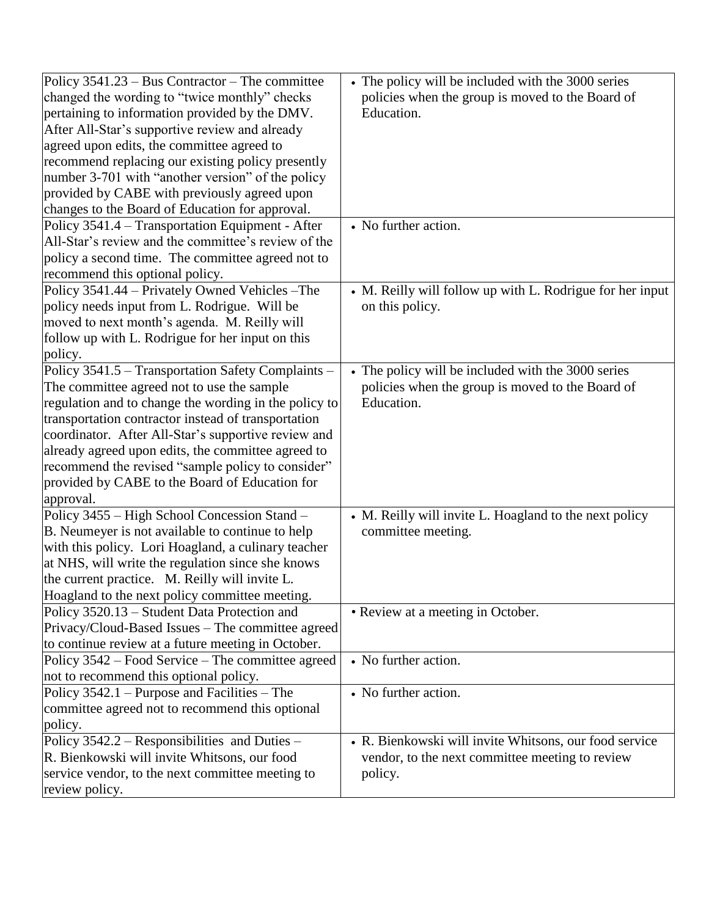| | |
|---|---|
| Policy 3541.23 – Bus Contractor – The committee changed the wording to "twice monthly" checks pertaining to information provided by the DMV. After All-Star's supportive review and already agreed upon edits, the committee agreed to recommend replacing our existing policy presently number 3-701 with "another version" of the policy provided by CABE with previously agreed upon changes to the Board of Education for approval. | • The policy will be included with the 3000 series policies when the group is moved to the Board of Education. |
| Policy 3541.4 – Transportation Equipment - After All-Star's review and the committee's review of the policy a second time. The committee agreed not to recommend this optional policy. | • No further action. |
| Policy 3541.44 – Privately Owned Vehicles –The policy needs input from L. Rodrigue. Will be moved to next month's agenda. M. Reilly will follow up with L. Rodrigue for her input on this policy. | • M. Reilly will follow up with L. Rodrigue for her input on this policy. |
| Policy 3541.5 – Transportation Safety Complaints – The committee agreed not to use the sample regulation and to change the wording in the policy to transportation contractor instead of transportation coordinator. After All-Star's supportive review and already agreed upon edits, the committee agreed to recommend the revised "sample policy to consider" provided by CABE to the Board of Education for approval. | • The policy will be included with the 3000 series policies when the group is moved to the Board of Education. |
| Policy 3455 – High School Concession Stand – B. Neumeyer is not available to continue to help with this policy. Lori Hoagland, a culinary teacher at NHS, will write the regulation since she knows the current practice. M. Reilly will invite L. Hoagland to the next policy committee meeting. | • M. Reilly will invite L. Hoagland to the next policy committee meeting. |
| Policy 3520.13 – Student Data Protection and Privacy/Cloud-Based Issues – The committee agreed to continue review at a future meeting in October. | • Review at a meeting in October. |
| Policy 3542 – Food Service – The committee agreed not to recommend this optional policy. | • No further action. |
| Policy 3542.1 – Purpose and Facilities – The committee agreed not to recommend this optional policy. | • No further action. |
| Policy 3542.2 – Responsibilities and Duties – R. Bienkowski will invite Whitsons, our food service vendor, to the next committee meeting to review policy. | • R. Bienkowski will invite Whitsons, our food service vendor, to the next committee meeting to review policy. |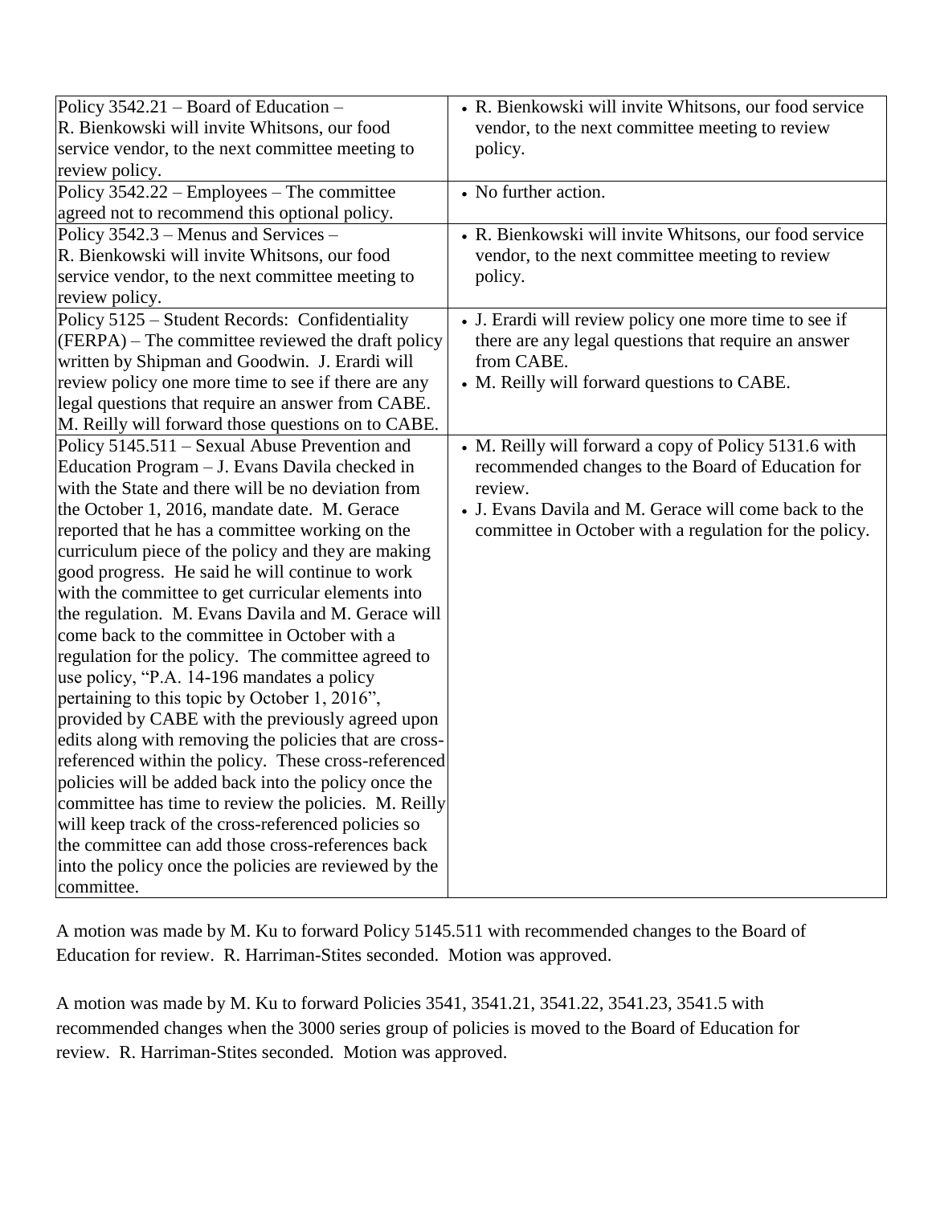| | |
|---|---|
| Policy 3542.21 – Board of Education – R. Bienkowski will invite Whitsons, our food service vendor, to the next committee meeting to review policy. | • R. Bienkowski will invite Whitsons, our food service vendor, to the next committee meeting to review policy. |
| Policy 3542.22 – Employees – The committee agreed not to recommend this optional policy. | • No further action. |
| Policy 3542.3 – Menus and Services – R. Bienkowski will invite Whitsons, our food service vendor, to the next committee meeting to review policy. | • R. Bienkowski will invite Whitsons, our food service vendor, to the next committee meeting to review policy. |
| Policy 5125 – Student Records: Confidentiality (FERPA) – The committee reviewed the draft policy written by Shipman and Goodwin. J. Erardi will review policy one more time to see if there are any legal questions that require an answer from CABE. M. Reilly will forward those questions on to CABE. | • J. Erardi will review policy one more time to see if there are any legal questions that require an answer from CABE. <br> • M. Reilly will forward questions to CABE. |
| Policy 5145.511 – Sexual Abuse Prevention and Education Program – J. Evans Davila checked in with the State and there will be no deviation from the October 1, 2016, mandate date. M. Gerace reported that he has a committee working on the curriculum piece of the policy and they are making good progress. He said he will continue to work with the committee to get curricular elements into the regulation. M. Evans Davila and M. Gerace will come back to the committee in October with a regulation for the policy. The committee agreed to use policy, "P.A. 14-196 mandates a policy pertaining to this topic by October 1, 2016", provided by CABE with the previously agreed upon edits along with removing the policies that are cross-referenced within the policy. These cross-referenced policies will be added back into the policy once the committee has time to review the policies. M. Reilly will keep track of the cross-referenced policies so the committee can add those cross-references back into the policy once the policies are reviewed by the committee. | • M. Reilly will forward a copy of Policy 5131.6 with recommended changes to the Board of Education for review. <br> • J. Evans Davila and M. Gerace will come back to the committee in October with a regulation for the policy. |

A motion was made by M. Ku to forward Policy 5145.511 with recommended changes to the Board of Education for review. R. Harriman-Stites seconded. Motion was approved.

A motion was made by M. Ku to forward Policies 3541, 3541.21, 3541.22, 3541.23, 3541.5 with recommended changes when the 3000 series group of policies is moved to the Board of Education for review. R. Harriman-Stites seconded. Motion was approved.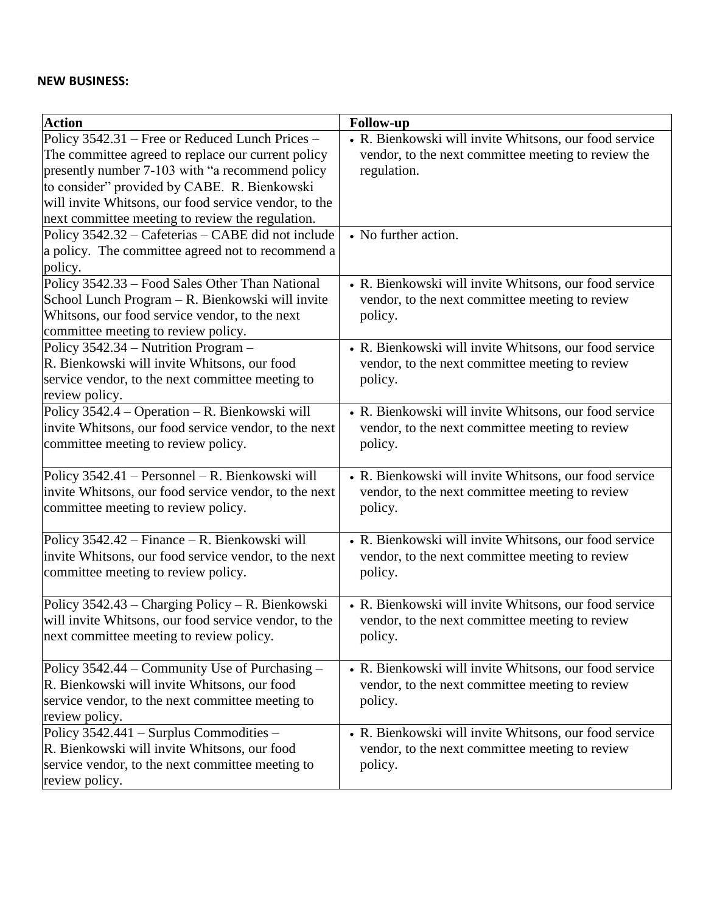**NEW BUSINESS:**

| Action | Follow-up |
|---|---|
| Policy 3542.31 – Free or Reduced Lunch Prices – The committee agreed to replace our current policy presently number 7-103 with "a recommend policy to consider" provided by CABE. R. Bienkowski will invite Whitsons, our food service vendor, to the next committee meeting to review the regulation. | • R. Bienkowski will invite Whitsons, our food service vendor, to the next committee meeting to review the regulation. |
| Policy 3542.32 – Cafeterias – CABE did not include a policy. The committee agreed not to recommend a policy. | • No further action. |
| Policy 3542.33 – Food Sales Other Than National School Lunch Program – R. Bienkowski will invite Whitsons, our food service vendor, to the next committee meeting to review policy. | • R. Bienkowski will invite Whitsons, our food service vendor, to the next committee meeting to review policy. |
| Policy 3542.34 – Nutrition Program – R. Bienkowski will invite Whitsons, our food service vendor, to the next committee meeting to review policy. | • R. Bienkowski will invite Whitsons, our food service vendor, to the next committee meeting to review policy. |
| Policy 3542.4 – Operation – R. Bienkowski will invite Whitsons, our food service vendor, to the next committee meeting to review policy. | • R. Bienkowski will invite Whitsons, our food service vendor, to the next committee meeting to review policy. |
| Policy 3542.41 – Personnel – R. Bienkowski will invite Whitsons, our food service vendor, to the next committee meeting to review policy. | • R. Bienkowski will invite Whitsons, our food service vendor, to the next committee meeting to review policy. |
| Policy 3542.42 – Finance – R. Bienkowski will invite Whitsons, our food service vendor, to the next committee meeting to review policy. | • R. Bienkowski will invite Whitsons, our food service vendor, to the next committee meeting to review policy. |
| Policy 3542.43 – Charging Policy – R. Bienkowski will invite Whitsons, our food service vendor, to the next committee meeting to review policy. | • R. Bienkowski will invite Whitsons, our food service vendor, to the next committee meeting to review policy. |
| Policy 3542.44 – Community Use of Purchasing – R. Bienkowski will invite Whitsons, our food service vendor, to the next committee meeting to review policy. | • R. Bienkowski will invite Whitsons, our food service vendor, to the next committee meeting to review policy. |
| Policy 3542.441 – Surplus Commodities – R. Bienkowski will invite Whitsons, our food service vendor, to the next committee meeting to review policy. | • R. Bienkowski will invite Whitsons, our food service vendor, to the next committee meeting to review policy. |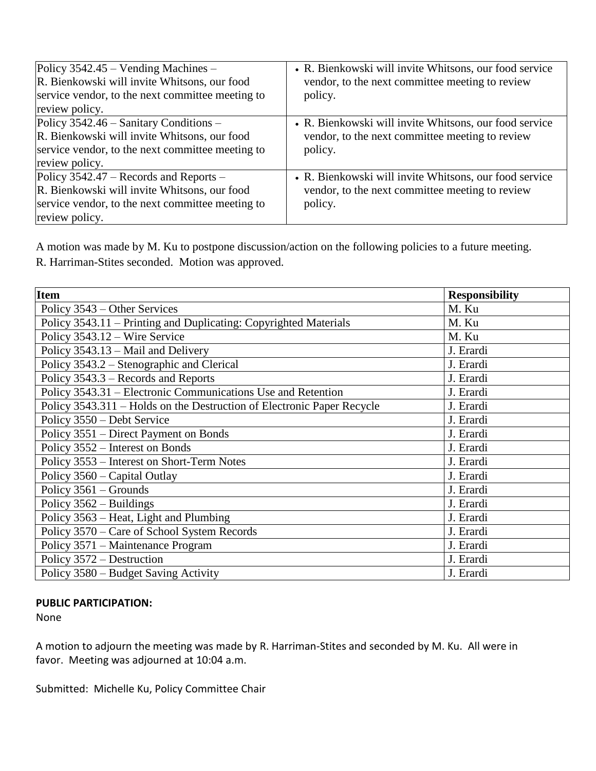| | |
|---|---|
| Policy 3542.45 – Vending Machines – R. Bienkowski will invite Whitsons, our food service vendor, to the next committee meeting to review policy. | • R. Bienkowski will invite Whitsons, our food service vendor, to the next committee meeting to review policy. |
| Policy 3542.46 – Sanitary Conditions – R. Bienkowski will invite Whitsons, our food service vendor, to the next committee meeting to review policy. | • R. Bienkowski will invite Whitsons, our food service vendor, to the next committee meeting to review policy. |
| Policy 3542.47 – Records and Reports – R. Bienkowski will invite Whitsons, our food service vendor, to the next committee meeting to review policy. | • R. Bienkowski will invite Whitsons, our food service vendor, to the next committee meeting to review policy. |

A motion was made by M. Ku to postpone discussion/action on the following policies to a future meeting. R. Harriman-Stites seconded. Motion was approved.

| Item | Responsibility |
|---|---|
| Policy 3543 – Other Services | M. Ku |
| Policy 3543.11 – Printing and Duplicating: Copyrighted Materials | M. Ku |
| Policy 3543.12 – Wire Service | M. Ku |
| Policy 3543.13 – Mail and Delivery | J. Erardi |
| Policy 3543.2 – Stenographic and Clerical | J. Erardi |
| Policy 3543.3 – Records and Reports | J. Erardi |
| Policy 3543.31 – Electronic Communications Use and Retention | J. Erardi |
| Policy 3543.311 – Holds on the Destruction of Electronic Paper Recycle | J. Erardi |
| Policy 3550 – Debt Service | J. Erardi |
| Policy 3551 – Direct Payment on Bonds | J. Erardi |
| Policy 3552 – Interest on Bonds | J. Erardi |
| Policy 3553 – Interest on Short-Term Notes | J. Erardi |
| Policy 3560 – Capital Outlay | J. Erardi |
| Policy 3561 – Grounds | J. Erardi |
| Policy 3562 – Buildings | J. Erardi |
| Policy 3563 – Heat, Light and Plumbing | J. Erardi |
| Policy 3570 – Care of School System Records | J. Erardi |
| Policy 3571 – Maintenance Program | J. Erardi |
| Policy 3572 – Destruction | J. Erardi |
| Policy 3580 – Budget Saving Activity | J. Erardi |

**PUBLIC PARTICIPATION:**

None

A motion to adjourn the meeting was made by R. Harriman-Stites and seconded by M. Ku. All were in favor. Meeting was adjourned at 10:04 a.m.

Submitted: Michelle Ku, Policy Committee Chair